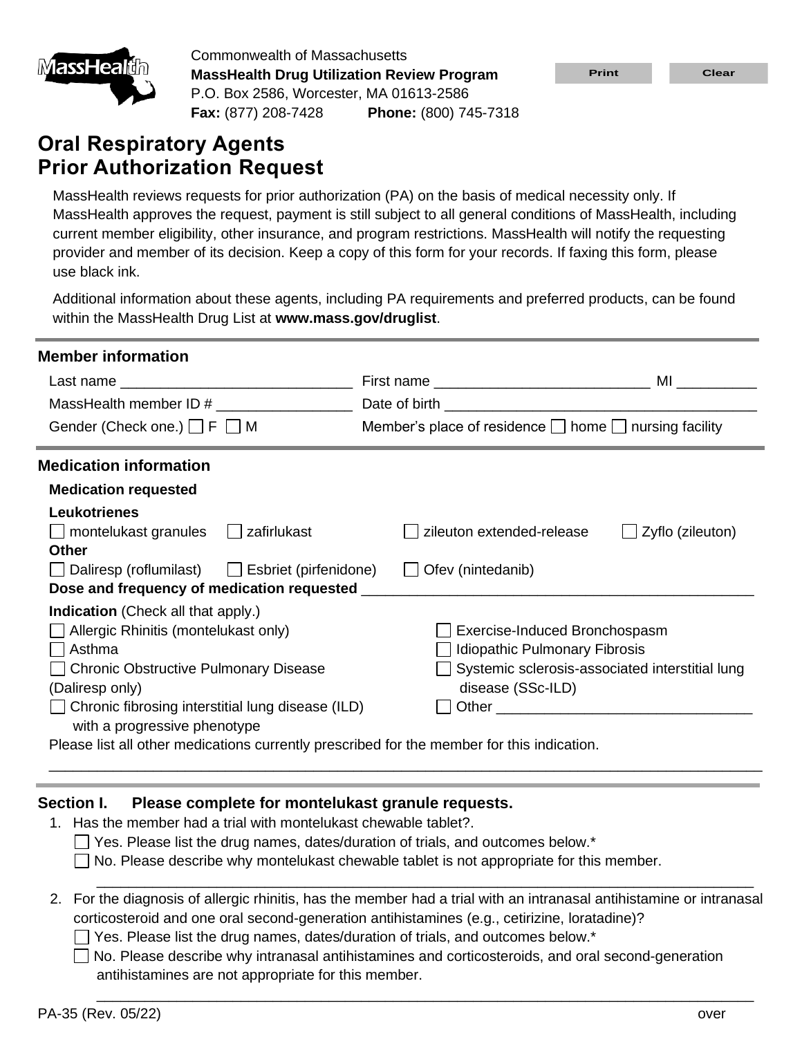Commonwealth of Massachusetts
**MassHealth Drug Utilization Review Program**
P.O. Box 2586, Worcester, MA 01613-2586
**Fax:** (877) 208-7428 **Phone:** (800) 745-7318

# Oral Respiratory Agents Prior Authorization Request

MassHealth reviews requests for prior authorization (PA) on the basis of medical necessity only. If MassHealth approves the request, payment is still subject to all general conditions of MassHealth, including current member eligibility, other insurance, and program restrictions. MassHealth will notify the requesting provider and member of its decision. Keep a copy of this form for your records. If faxing this form, please use black ink.

Additional information about these agents, including PA requirements and preferred products, can be found within the MassHealth Drug List at **www.mass.gov/druglist**.

## Member information

Last name ____________________________ First name __________________________ MI _________

MassHealth member ID # ________________ Date of birth ______________________________________

Gender (Check one.) ☐ F ☐ M Member's place of residence ☐ home ☐ nursing facility

## Medication information

**Medication requested**

**Leukotrienes**

☐ montelukast granules ☐ zafirlukast ☐ zileuton extended-release ☐ Zyflo (zileuton)

**Other**

☐ Daliresp (roflumilast) ☐ Esbriet (pirfenidone) ☐ Ofev (nintedanib)

**Dose and frequency of medication requested** _______________________________________________

**Indication** (Check all that apply.)

☐ Allergic Rhinitis (montelukast only)
☐ Asthma
☐ Chronic Obstructive Pulmonary Disease (Daliresp only)
☐ Chronic fibrosing interstitial lung disease (ILD) with a progressive phenotype
☐ Exercise-Induced Bronchospasm
☐ Idiopathic Pulmonary Fibrosis
☐ Systemic sclerosis-associated interstitial lung disease (SSc-ILD)
☐ Other _______________________________

Please list all other medications currently prescribed for the member for this indication.

_____________________________________________________________________________________

## Section I. Please complete for montelukast granule requests.

1. Has the member had a trial with montelukast chewable tablet?.
   ☐ Yes. Please list the drug names, dates/duration of trials, and outcomes below.*
   ☐ No. Please describe why montelukast chewable tablet is not appropriate for this member.
   _____________________________________________________________________________
2. For the diagnosis of allergic rhinitis, has the member had a trial with an intranasal antihistamine or intranasal corticosteroid and one oral second-generation antihistamines (e.g., cetirizine, loratadine)?
   ☐ Yes. Please list the drug names, dates/duration of trials, and outcomes below.*
   ☐ No. Please describe why intranasal antihistamines and corticosteroids, and oral second-generation antihistamines are not appropriate for this member.
   _____________________________________________________________________________

PA-35 (Rev. 05/22) over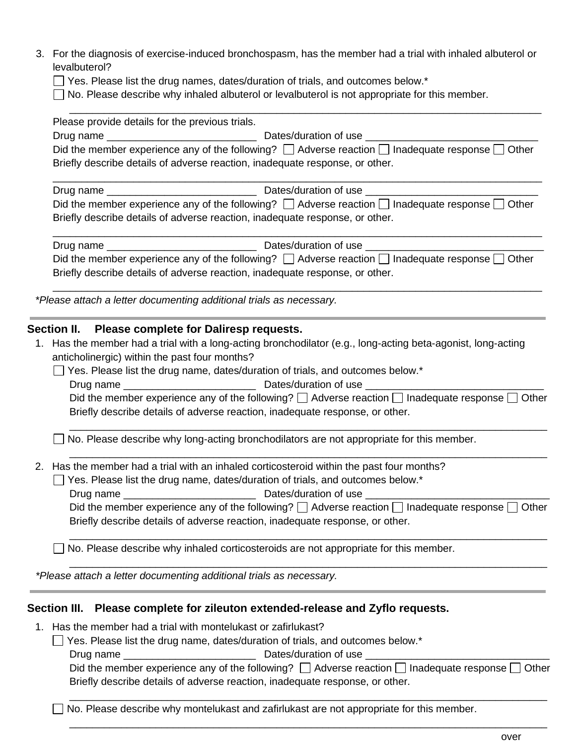3. For the diagnosis of exercise-induced bronchospasm, has the member had a trial with inhaled albuterol or levalbuterol?

   ☐ Yes. Please list the drug names, dates/duration of trials, and outcomes below.*

   ☐ No. Please describe why inhaled albuterol or levalbuterol is not appropriate for this member.

   ______________________________________________________________________________

   Please provide details for the previous trials.

   Drug name __________________________ Dates/duration of use ______________________________

   Did the member experience any of the following? ☐ Adverse reaction ☐ Inadequate response ☐ Other

   Briefly describe details of adverse reaction, inadequate response, or other.

   ______________________________________________________________________________

   Drug name __________________________ Dates/duration of use ______________________________

   Did the member experience any of the following? ☐ Adverse reaction ☐ Inadequate response ☐ Other

   Briefly describe details of adverse reaction, inadequate response, or other.

   ______________________________________________________________________________

   Drug name __________________________ Dates/duration of use ______________________________

   Did the member experience any of the following? ☐ Adverse reaction ☐ Inadequate response ☐ Other

   Briefly describe details of adverse reaction, inadequate response, or other.

   ______________________________________________________________________________

*Please attach a letter documenting additional trials as necessary.*

---

## Section II. Please complete for Daliresp requests.

1. Has the member had a trial with a long-acting bronchodilator (e.g., long-acting beta-agonist, long-acting anticholinergic) within the past four months?

   ☐ Yes. Please list the drug name, dates/duration of trials, and outcomes below.*

   Drug name _______________________ Dates/duration of use _______________________________

   Did the member experience any of the following? ☐ Adverse reaction ☐ Inadequate response ☐ Other

   Briefly describe details of adverse reaction, inadequate response, or other.

   ______________________________________________________________________________

   ☐ No. Please describe why long-acting bronchodilators are not appropriate for this member.

   ______________________________________________________________________________

2. Has the member had a trial with an inhaled corticosteroid within the past four months?

   ☐ Yes. Please list the drug name, dates/duration of trials, and outcomes below.*

   Drug name _______________________ Dates/duration of use ________________________________

   Did the member experience any of the following? ☐ Adverse reaction ☐ Inadequate response ☐ Other

   Briefly describe details of adverse reaction, inadequate response, or other.

   ______________________________________________________________________________

   ☐ No. Please describe why inhaled corticosteroids are not appropriate for this member.

   ______________________________________________________________________________

*Please attach a letter documenting additional trials as necessary.*

---

## Section III. Please complete for zileuton extended-release and Zyflo requests.

1. Has the member had a trial with montelukast or zafirlukast?

   ☐ Yes. Please list the drug name, dates/duration of trials, and outcomes below.*

   Drug name _______________________ Dates/duration of use ________________________________

   Did the member experience any of the following? ☐ Adverse reaction ☐ Inadequate response ☐ Other

   Briefly describe details of adverse reaction, inadequate response, or other.

   ______________________________________________________________________________

   ☐ No. Please describe why montelukast and zafirlukast are not appropriate for this member.

   ______________________________________________________________________________

over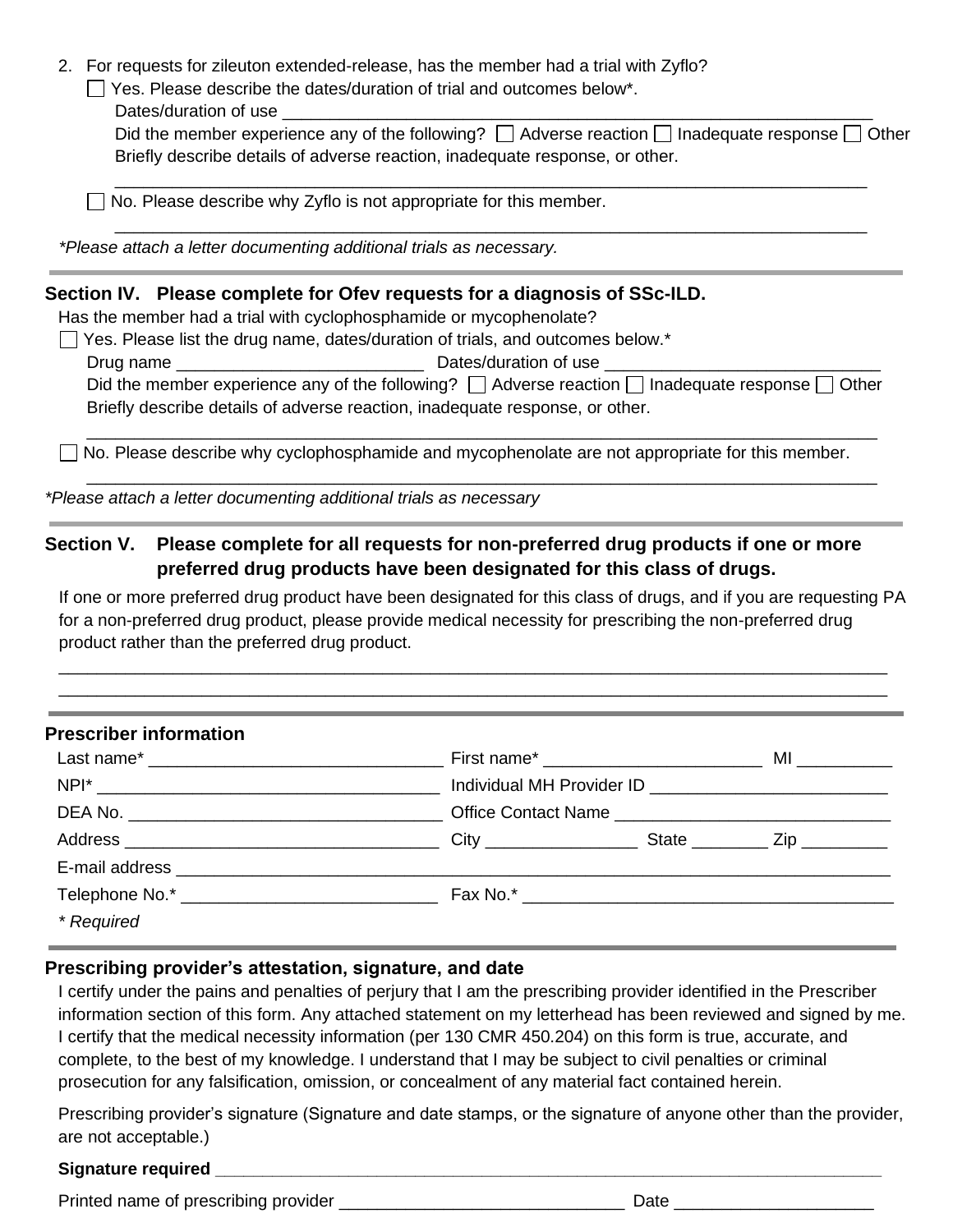2. For requests for zileuton extended-release, has the member had a trial with Zyflo?

   ☐ Yes. Please describe the dates/duration of trial and outcomes below*.

   Dates/duration of use ___________________________________________________________________

   Did the member experience any of the following? ☐ Adverse reaction ☐ Inadequate response ☐ Other

   Briefly describe details of adverse reaction, inadequate response, or other.

   _______________________________________________________________________________________

   ☐ No. Please describe why Zyflo is not appropriate for this member.

   _______________________________________________________________________________________

*\*Please attach a letter documenting additional trials as necessary.*

## Section IV. Please complete for Ofev requests for a diagnosis of SSc-ILD.

Has the member had a trial with cyclophosphamide or mycophenolate?

☐ Yes. Please list the drug name, dates/duration of trials, and outcomes below.*

Drug name ___________________________ Dates/duration of use ______________________________

Did the member experience any of the following? ☐ Adverse reaction ☐ Inadequate response ☐ Other

Briefly describe details of adverse reaction, inadequate response, or other.

_______________________________________________________________________________________

☐ No. Please describe why cyclophosphamide and mycophenolate are not appropriate for this member.

_______________________________________________________________________________________

*\*Please attach a letter documenting additional trials as necessary*

## Section V. Please complete for all requests for non-preferred drug products if one or more preferred drug products have been designated for this class of drugs.

If one or more preferred drug product have been designated for this class of drugs, and if you are requesting PA for a non-preferred drug product, please provide medical necessity for prescribing the non-preferred drug product rather than the preferred drug product.

_______________________________________________________________________________________

_______________________________________________________________________________________

### Prescriber information

Last name* _________________________________ First name* _________________________ MI __________

NPI* ______________________________________ Individual MH Provider ID __________________________

DEA No. ___________________________________ Office Contact Name ______________________________

Address ___________________________________ City ________________ State ________ Zip _________

E-mail address ________________________________________________________________________________

Telephone No.* ____________________________ Fax No.* _______________________________________

*\* Required*

### Prescribing provider's attestation, signature, and date

I certify under the pains and penalties of perjury that I am the prescribing provider identified in the Prescriber information section of this form. Any attached statement on my letterhead has been reviewed and signed by me. I certify that the medical necessity information (per 130 CMR 450.204) on this form is true, accurate, and complete, to the best of my knowledge. I understand that I may be subject to civil penalties or criminal prosecution for any falsification, omission, or concealment of any material fact contained herein.

Prescribing provider's signature (Signature and date stamps, or the signature of anyone other than the provider, are not acceptable.)

**Signature required** _____________________________________________________________________________

Printed name of prescribing provider ______________________________ Date _____________________